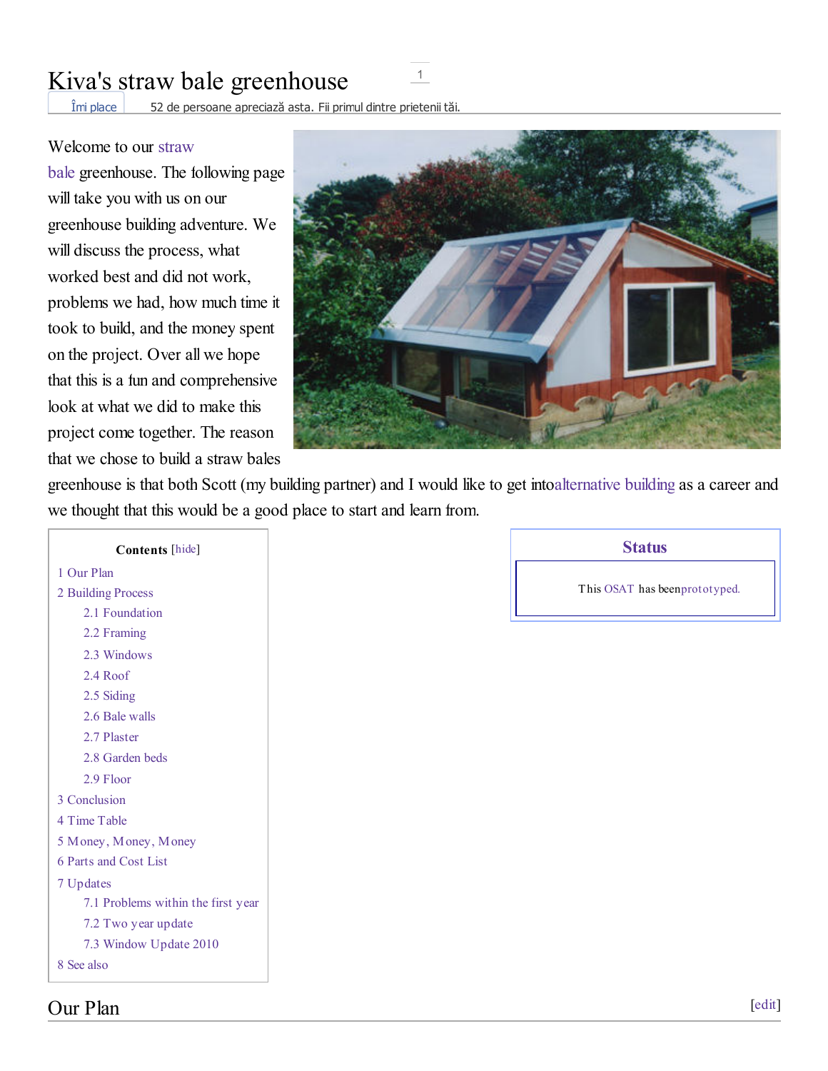# Kiva's straw bale greenhouse

Îmi place 52 de persoane apreciază asta. Fii primul dintre prietenii tăi.

Welcome to our straw bale greenhouse. The following page will take you with us on our greenhouse building adventure. We will discuss the process, what worked best and did not work, problems we had, how much time it took to build, and the money spent on the project. Over all we hope that this is a fun and comprehensive look at what we did to make this project come together. The reason that we chose to build a straw bales greenhouse is that both Scott (my building partner) and I would like to get intoalternative building as a career and we thought that this would be a good place to start and learn from.

**Status**

This OSAT has beenprototyped.

**Contents** [hide]

- 1 Our Plan
- 2 Building Process
  - 2.1 Foundation
  - 2.2 Framing
  - 2.3 Windows
  - 2.4 Roof
  - 2.5 Siding
  - 2.6 Bale walls
  - 2.7 Plaster
  - 2.8 Garden beds
  - 2.9 Floor
- 3 Conclusion
- 4 Time Table
- 5 Money, Money, Money
- 6 Parts and Cost List
- 7 Updates
  - 7.1 Problems within the first year
  - 7.2 Two year update
  - 7.3 Window Update 2010
- 8 See also

## Our Plan

[edit]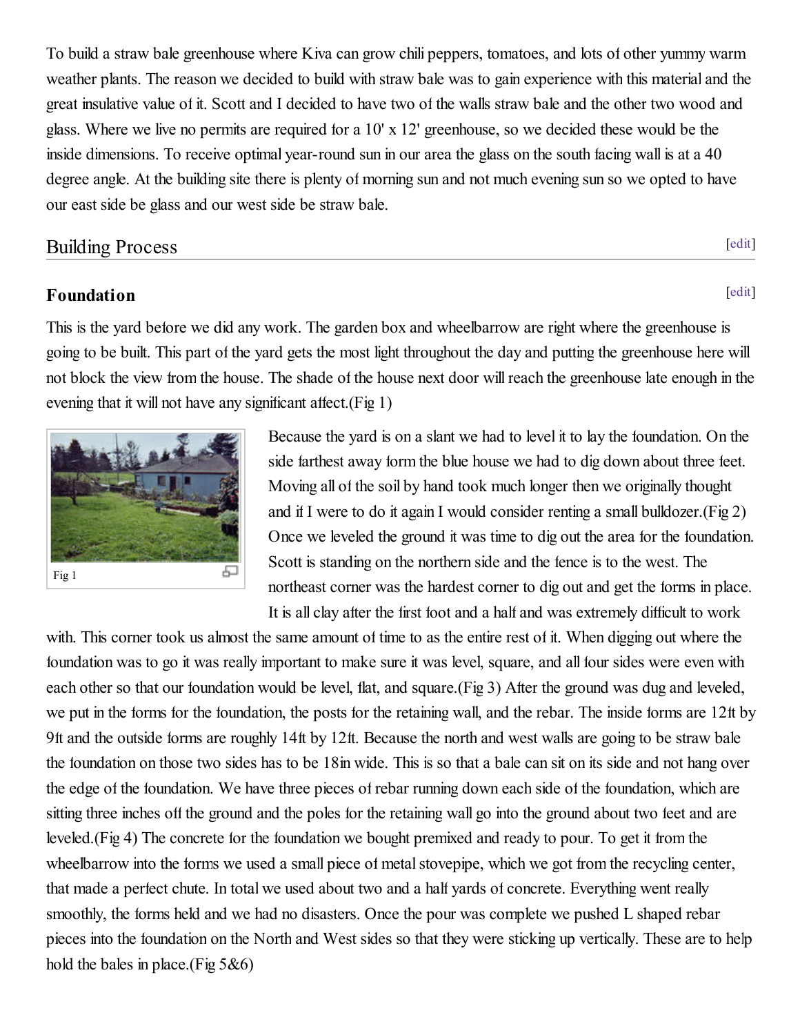To build a straw bale greenhouse where Kiva can grow chili peppers, tomatoes, and lots of other yummy warm weather plants. The reason we decided to build with straw bale was to gain experience with this material and the great insulative value of it. Scott and I decided to have two of the walls straw bale and the other two wood and glass. Where we live no permits are required for a 10' x 12' greenhouse, so we decided these would be the inside dimensions. To receive optimal year-round sun in our area the glass on the south facing wall is at a 40 degree angle. At the building site there is plenty of morning sun and not much evening sun so we opted to have our east side be glass and our west side be straw bale.

## Building Process

### Foundation

This is the yard before we did any work. The garden box and wheelbarrow are right where the greenhouse is going to be built. This part of the yard gets the most light throughout the day and putting the greenhouse here will not block the view from the house. The shade of the house next door will reach the greenhouse late enough in the evening that it will not have any significant affect.(Fig 1)

Fig 1

Because the yard is on a slant we had to level it to lay the foundation. On the side farthest away form the blue house we had to dig down about three feet. Moving all of the soil by hand took much longer then we originally thought and if I were to do it again I would consider renting a small bulldozer.(Fig 2) Once we leveled the ground it was time to dig out the area for the foundation. Scott is standing on the northern side and the fence is to the west. The northeast corner was the hardest corner to dig out and get the forms in place. It is all clay after the first foot and a half and was extremely difficult to work with. This corner took us almost the same amount of time to as the entire rest of it. When digging out where the foundation was to go it was really important to make sure it was level, square, and all four sides were even with each other so that our foundation would be level, flat, and square.(Fig 3) After the ground was dug and leveled, we put in the forms for the foundation, the posts for the retaining wall, and the rebar. The inside forms are 12ft by 9ft and the outside forms are roughly 14ft by 12ft. Because the north and west walls are going to be straw bale the foundation on those two sides has to be 18in wide. This is so that a bale can sit on its side and not hang over the edge of the foundation. We have three pieces of rebar running down each side of the foundation, which are sitting three inches off the ground and the poles for the retaining wall go into the ground about two feet and are leveled.(Fig 4) The concrete for the foundation we bought premixed and ready to pour. To get it from the wheelbarrow into the forms we used a small piece of metal stovepipe, which we got from the recycling center, that made a perfect chute. In total we used about two and a half yards of concrete. Everything went really smoothly, the forms held and we had no disasters. Once the pour was complete we pushed L shaped rebar pieces into the foundation on the North and West sides so that they were sticking up vertically. These are to help hold the bales in place.(Fig 5&6)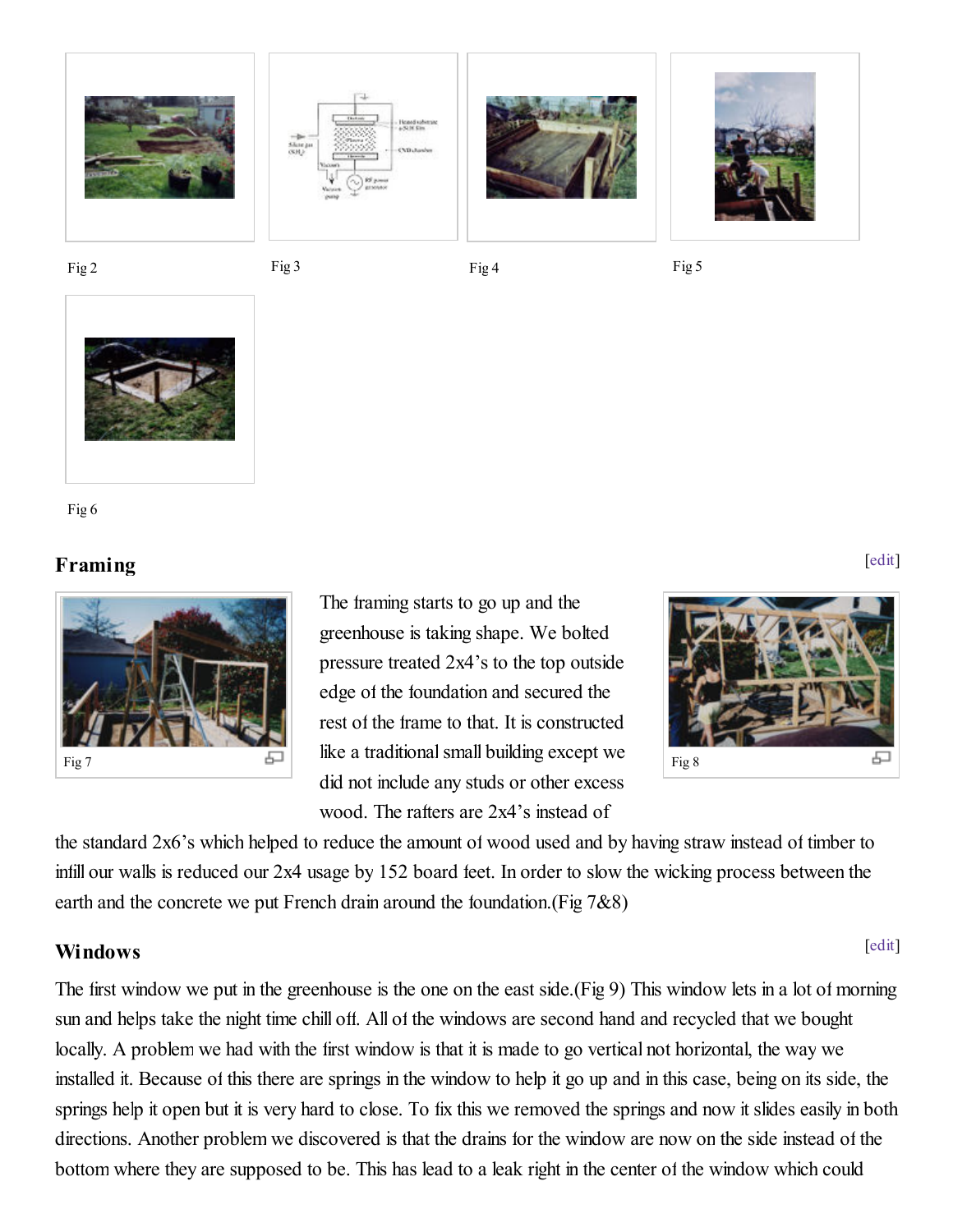Fig 2

Fig 3

Fig 4

Fig 5

Fig 6

## Framing

Fig 7

Fig 8

The framing starts to go up and the greenhouse is taking shape. We bolted pressure treated 2x4's to the top outside edge of the foundation and secured the rest of the frame to that. It is constructed like a traditional small building except we did not include any studs or other excess wood. The rafters are 2x4's instead of the standard 2x6's which helped to reduce the amount of wood used and by having straw instead of timber to infill our walls is reduced our 2x4 usage by 152 board feet. In order to slow the wicking process between the earth and the concrete we put French drain around the foundation.(Fig 7&8)

## Windows

The first window we put in the greenhouse is the one on the east side.(Fig 9) This window lets in a lot of morning sun and helps take the night time chill off. All of the windows are second hand and recycled that we bought locally. A problem we had with the first window is that it is made to go vertical not horizontal, the way we installed it. Because of this there are springs in the window to help it go up and in this case, being on its side, the springs help it open but it is very hard to close. To fix this we removed the springs and now it slides easily in both directions. Another problem we discovered is that the drains for the window are now on the side instead of the bottom where they are supposed to be. This has lead to a leak right in the center of the window which could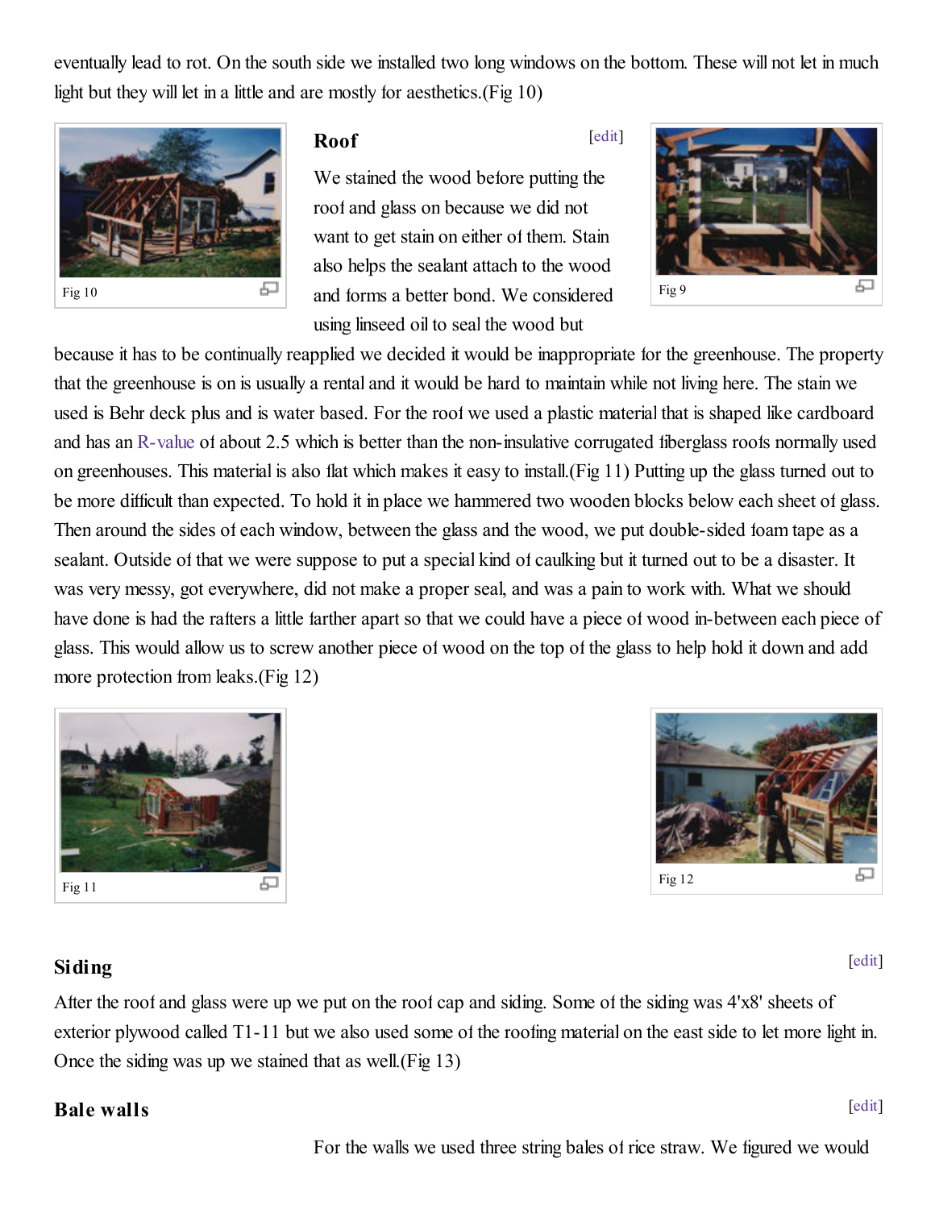eventually lead to rot. On the south side we installed two long windows on the bottom. These will not let in much light but they will let in a little and are mostly for aesthetics.(Fig 10)

Fig 10

Fig 9

### Roof

We stained the wood before putting the roof and glass on because we did not want to get stain on either of them. Stain also helps the sealant attach to the wood and forms a better bond. We considered using linseed oil to seal the wood but because it has to be continually reapplied we decided it would be inappropriate for the greenhouse. The property that the greenhouse is on is usually a rental and it would be hard to maintain while not living here. The stain we used is Behr deck plus and is water based. For the roof we used a plastic material that is shaped like cardboard and has an R-value of about 2.5 which is better than the non-insulative corrugated fiberglass roofs normally used on greenhouses. This material is also flat which makes it easy to install.(Fig 11) Putting up the glass turned out to be more difficult than expected. To hold it in place we hammered two wooden blocks below each sheet of glass. Then around the sides of each window, between the glass and the wood, we put double-sided foam tape as a sealant. Outside of that we were suppose to put a special kind of caulking but it turned out to be a disaster. It was very messy, got everywhere, did not make a proper seal, and was a pain to work with. What we should have done is had the rafters a little farther apart so that we could have a piece of wood in-between each piece of glass. This would allow us to screw another piece of wood on the top of the glass to help hold it down and add more protection from leaks.(Fig 12)

Fig 11

Fig 12

### Siding

After the roof and glass were up we put on the roof cap and siding. Some of the siding was 4'x8' sheets of exterior plywood called T1-11 but we also used some of the roofing material on the east side to let more light in. Once the siding was up we stained that as well.(Fig 13)

### Bale walls

For the walls we used three string bales of rice straw. We figured we would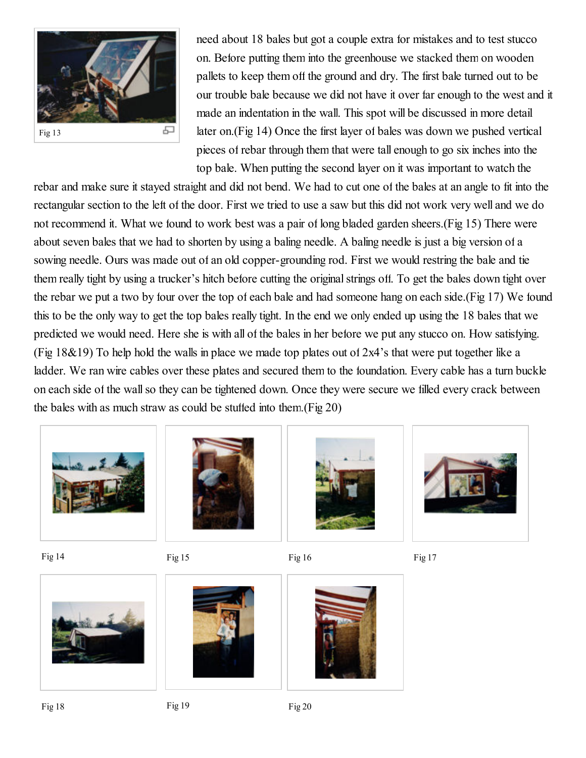Fig 13

need about 18 bales but got a couple extra for mistakes and to test stucco on. Before putting them into the greenhouse we stacked them on wooden pallets to keep them off the ground and dry. The first bale turned out to be our trouble bale because we did not have it over far enough to the west and it made an indentation in the wall. This spot will be discussed in more detail later on.(Fig 14) Once the first layer of bales was down we pushed vertical pieces of rebar through them that were tall enough to go six inches into the top bale. When putting the second layer on it was important to watch the rebar and make sure it stayed straight and did not bend. We had to cut one of the bales at an angle to fit into the rectangular section to the left of the door. First we tried to use a saw but this did not work very well and we do not recommend it. What we found to work best was a pair of long bladed garden sheers.(Fig 15) There were about seven bales that we had to shorten by using a baling needle. A baling needle is just a big version of a sowing needle. Ours was made out of an old copper-grounding rod. First we would restring the bale and tie them really tight by using a trucker's hitch before cutting the original strings off. To get the bales down tight over the rebar we put a two by four over the top of each bale and had someone hang on each side.(Fig 17) We found this to be the only way to get the top bales really tight. In the end we only ended up using the 18 bales that we predicted we would need. Here she is with all of the bales in her before we put any stucco on. How satisfying.(Fig 18&19) To help hold the walls in place we made top plates out of 2x4's that were put together like a ladder. We ran wire cables over these plates and secured them to the foundation. Every cable has a turn buckle on each side of the wall so they can be tightened down. Once they were secure we filled every crack between the bales with as much straw as could be stuffed into them.(Fig 20)

Fig 14

Fig 15

Fig 16

Fig 17

Fig 18

Fig 19

Fig 20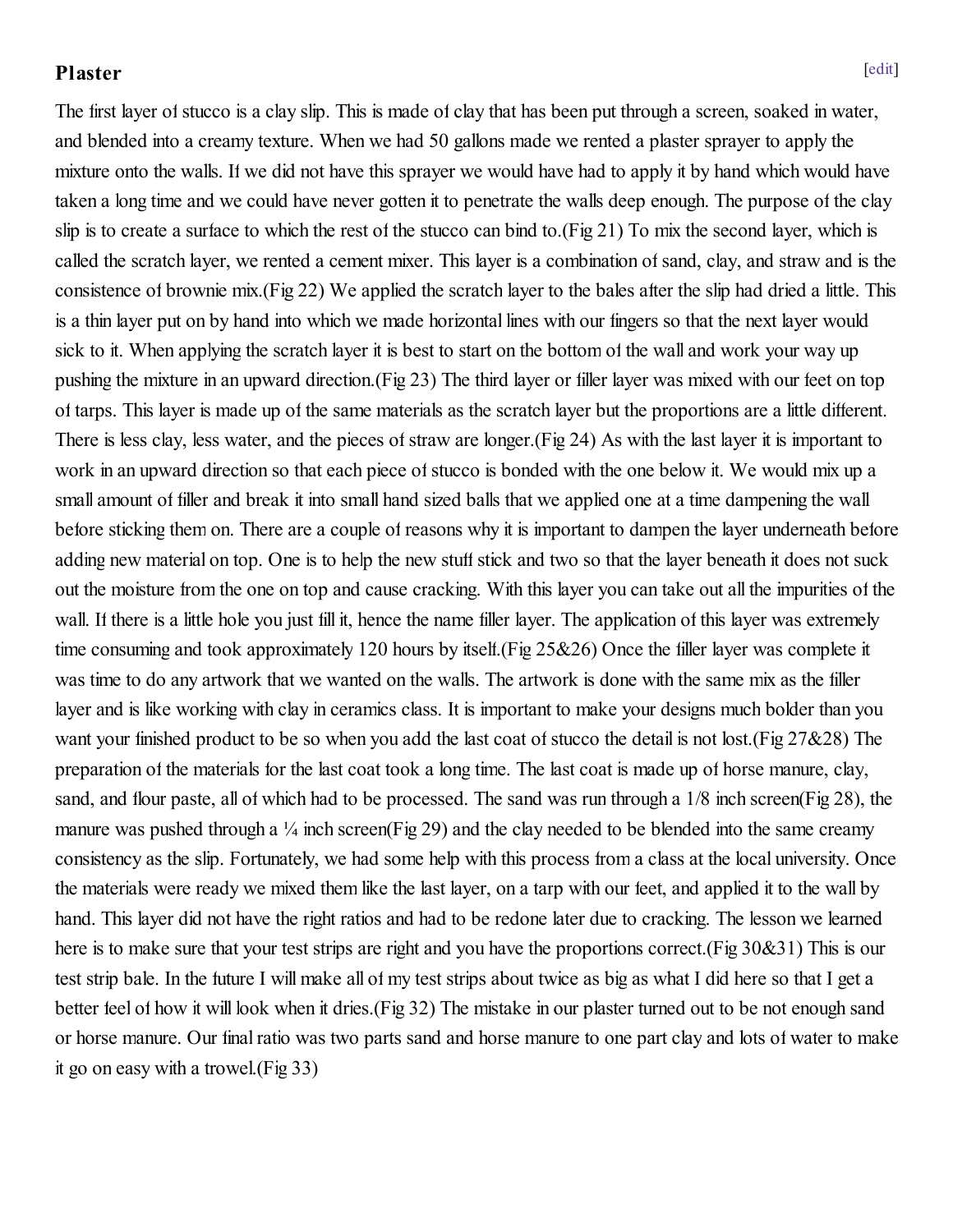## Plaster

The first layer of stucco is a clay slip. This is made of clay that has been put through a screen, soaked in water, and blended into a creamy texture. When we had 50 gallons made we rented a plaster sprayer to apply the mixture onto the walls. If we did not have this sprayer we would have had to apply it by hand which would have taken a long time and we could have never gotten it to penetrate the walls deep enough. The purpose of the clay slip is to create a surface to which the rest of the stucco can bind to.(Fig 21) To mix the second layer, which is called the scratch layer, we rented a cement mixer. This layer is a combination of sand, clay, and straw and is the consistence of brownie mix.(Fig 22) We applied the scratch layer to the bales after the slip had dried a little. This is a thin layer put on by hand into which we made horizontal lines with our fingers so that the next layer would sick to it. When applying the scratch layer it is best to start on the bottom of the wall and work your way up pushing the mixture in an upward direction.(Fig 23) The third layer or filler layer was mixed with our feet on top of tarps. This layer is made up of the same materials as the scratch layer but the proportions are a little different. There is less clay, less water, and the pieces of straw are longer.(Fig 24) As with the last layer it is important to work in an upward direction so that each piece of stucco is bonded with the one below it. We would mix up a small amount of filler and break it into small hand sized balls that we applied one at a time dampening the wall before sticking them on. There are a couple of reasons why it is important to dampen the layer underneath before adding new material on top. One is to help the new stuff stick and two so that the layer beneath it does not suck out the moisture from the one on top and cause cracking. With this layer you can take out all the impurities of the wall. If there is a little hole you just fill it, hence the name filler layer. The application of this layer was extremely time consuming and took approximately 120 hours by itself.(Fig 25&26) Once the filler layer was complete it was time to do any artwork that we wanted on the walls. The artwork is done with the same mix as the filler layer and is like working with clay in ceramics class. It is important to make your designs much bolder than you want your finished product to be so when you add the last coat of stucco the detail is not lost.(Fig 27&28) The preparation of the materials for the last coat took a long time. The last coat is made up of horse manure, clay, sand, and flour paste, all of which had to be processed. The sand was run through a 1/8 inch screen(Fig 28), the manure was pushed through a ¼ inch screen(Fig 29) and the clay needed to be blended into the same creamy consistency as the slip. Fortunately, we had some help with this process from a class at the local university. Once the materials were ready we mixed them like the last layer, on a tarp with our feet, and applied it to the wall by hand. This layer did not have the right ratios and had to be redone later due to cracking. The lesson we learned here is to make sure that your test strips are right and you have the proportions correct.(Fig 30&31) This is our test strip bale. In the future I will make all of my test strips about twice as big as what I did here so that I get a better feel of how it will look when it dries.(Fig 32) The mistake in our plaster turned out to be not enough sand or horse manure. Our final ratio was two parts sand and horse manure to one part clay and lots of water to make it go on easy with a trowel.(Fig 33)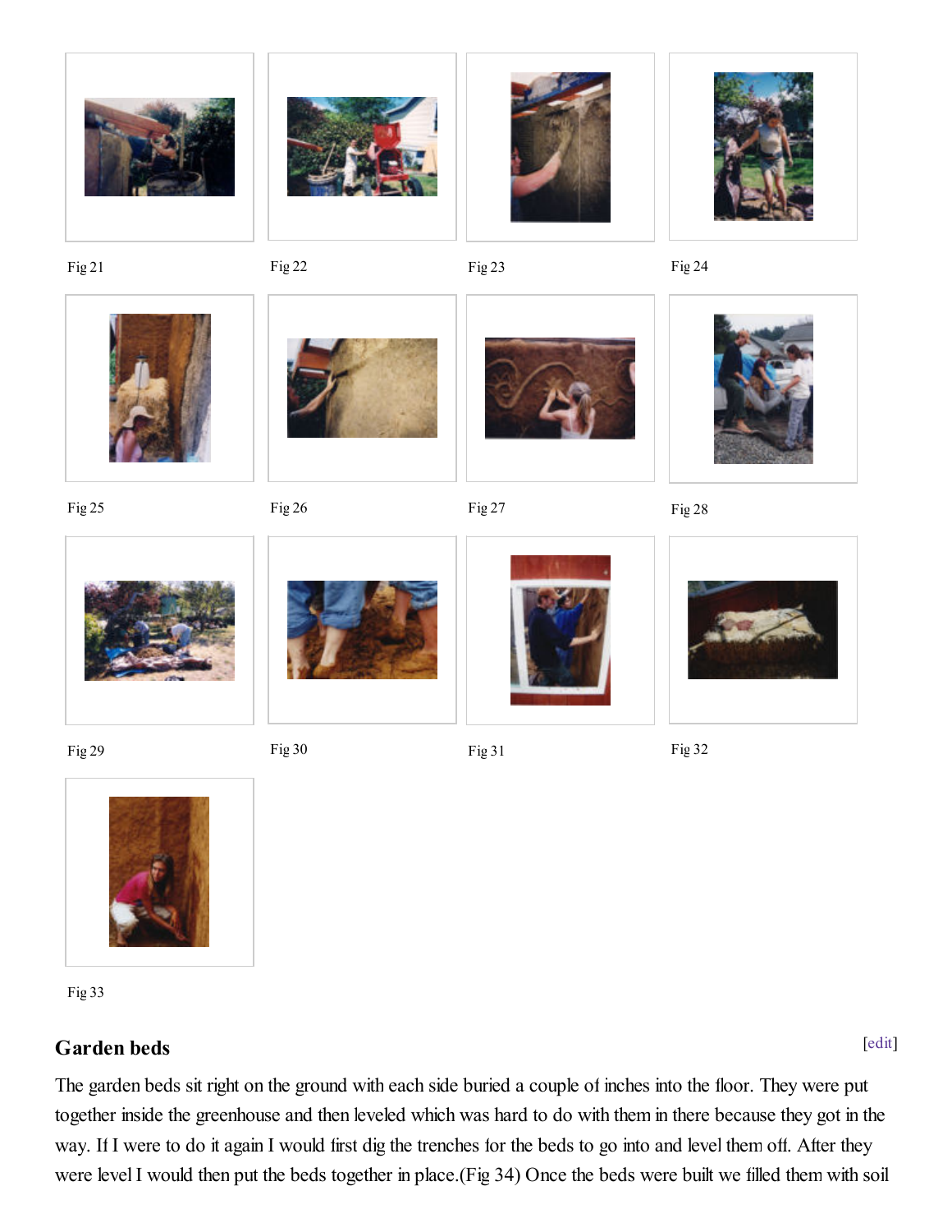Fig 21

Fig 22

Fig 23

Fig 24

Fig 25

Fig 26

Fig 27

Fig 28

Fig 29

Fig 30

Fig 31

Fig 32

Fig 33

## Garden beds

The garden beds sit right on the ground with each side buried a couple of inches into the floor. They were put together inside the greenhouse and then leveled which was hard to do with them in there because they got in the way. If I were to do it again I would first dig the trenches for the beds to go into and level them off. After they were level I would then put the beds together in place.(Fig 34) Once the beds were built we filled them with soil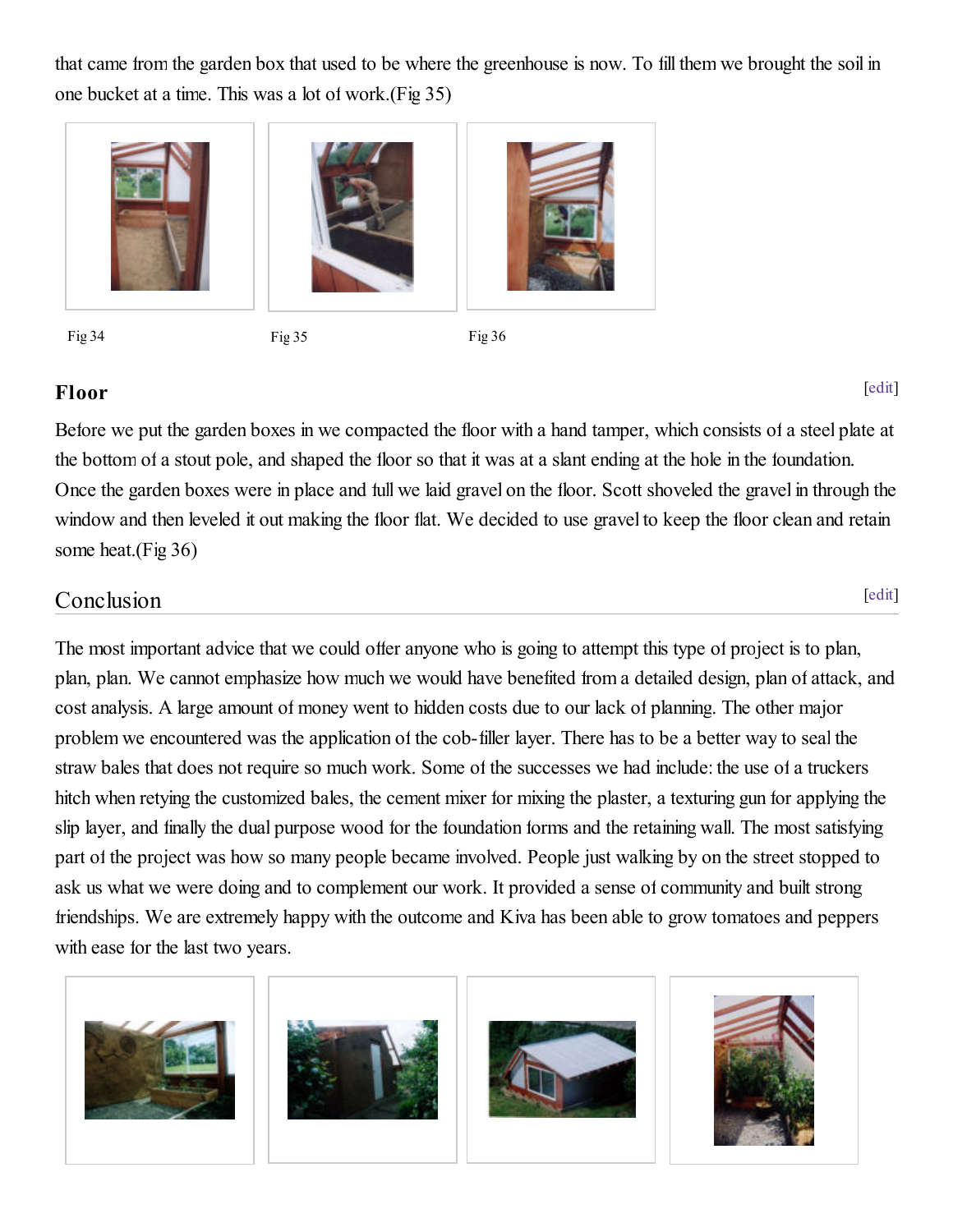that came from the garden box that used to be where the greenhouse is now. To fill them we brought the soil in one bucket at a time. This was a lot of work.(Fig 35)

Fig 34

Fig 35

Fig 36

### Floor

Before we put the garden boxes in we compacted the floor with a hand tamper, which consists of a steel plate at the bottom of a stout pole, and shaped the floor so that it was at a slant ending at the hole in the foundation. Once the garden boxes were in place and full we laid gravel on the floor. Scott shoveled the gravel in through the window and then leveled it out making the floor flat. We decided to use gravel to keep the floor clean and retain some heat.(Fig 36)

## Conclusion

The most important advice that we could offer anyone who is going to attempt this type of project is to plan, plan, plan. We cannot emphasize how much we would have benefited from a detailed design, plan of attack, and cost analysis. A large amount of money went to hidden costs due to our lack of planning. The other major problem we encountered was the application of the cob-filler layer. There has to be a better way to seal the straw bales that does not require so much work. Some of the successes we had include: the use of a truckers hitch when retying the customized bales, the cement mixer for mixing the plaster, a texturing gun for applying the slip layer, and finally the dual purpose wood for the foundation forms and the retaining wall. The most satisfying part of the project was how so many people became involved. People just walking by on the street stopped to ask us what we were doing and to complement our work. It provided a sense of community and built strong friendships. We are extremely happy with the outcome and Kiva has been able to grow tomatoes and peppers with ease for the last two years.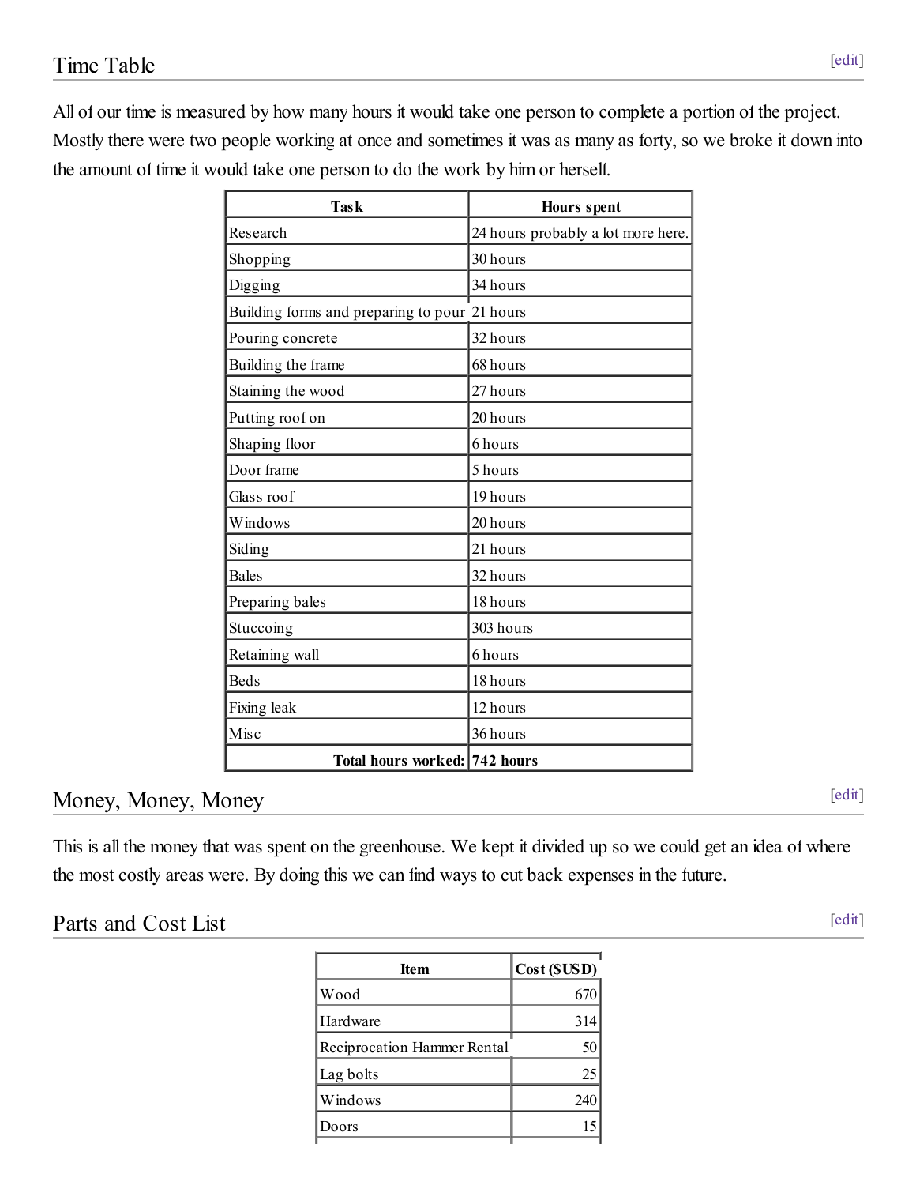## Time Table

All of our time is measured by how many hours it would take one person to complete a portion of the project. Mostly there were two people working at once and sometimes it was as many as forty, so we broke it down into the amount of time it would take one person to do the work by him or herself.

| Task | Hours spent |
|---|---|
| Research | 24 hours probably a lot more here. |
| Shopping | 30 hours |
| Digging | 34 hours |
| Building forms and preparing to pour | 21 hours |
| Pouring concrete | 32 hours |
| Building the frame | 68 hours |
| Staining the wood | 27 hours |
| Putting roof on | 20 hours |
| Shaping floor | 6 hours |
| Door frame | 5 hours |
| Glass roof | 19 hours |
| Windows | 20 hours |
| Siding | 21 hours |
| Bales | 32 hours |
| Preparing bales | 18 hours |
| Stuccoing | 303 hours |
| Retaining wall | 6 hours |
| Beds | 18 hours |
| Fixing leak | 12 hours |
| Misc | 36 hours |
| **Total hours worked:** | **742 hours** |

## Money, Money, Money

This is all the money that was spent on the greenhouse. We kept it divided up so we could get an idea of where the most costly areas were. By doing this we can find ways to cut back expenses in the future.

## Parts and Cost List

| Item | Cost ($USD) |
|---|---|
| Wood | 670 |
| Hardware | 314 |
| Reciprocation Hammer Rental | 50 |
| Lag bolts | 25 |
| Windows | 240 |
| Doors | 15 |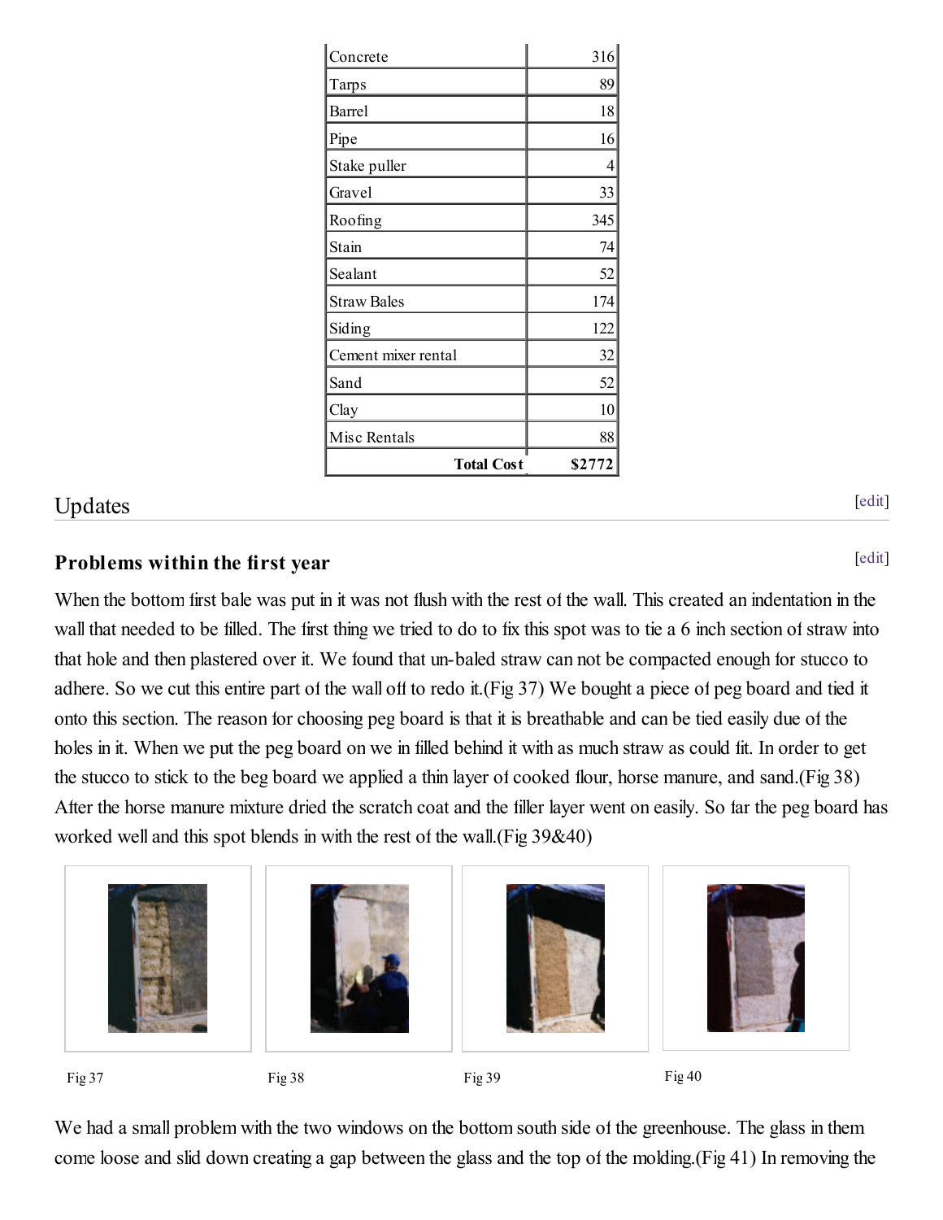| Concrete | 316 |
|---|---|
| Tarps | 89 |
| Barrel | 18 |
| Pipe | 16 |
| Stake puller | 4 |
| Gravel | 33 |
| Roofing | 345 |
| Stain | 74 |
| Sealant | 52 |
| Straw Bales | 174 |
| Siding | 122 |
| Cement mixer rental | 32 |
| Sand | 52 |
| Clay | 10 |
| Misc Rentals | 88 |
| **Total Cost** | **$2772** |

## Updates

[edit]

### Problems within the first year

[edit]

When the bottom first bale was put in it was not flush with the rest of the wall. This created an indentation in the wall that needed to be filled. The first thing we tried to do to fix this spot was to tie a 6 inch section of straw into that hole and then plastered over it. We found that un-baled straw can not be compacted enough for stucco to adhere. So we cut this entire part of the wall off to redo it.(Fig 37) We bought a piece of peg board and tied it onto this section. The reason for choosing peg board is that it is breathable and can be tied easily due of the holes in it. When we put the peg board on we in filled behind it with as much straw as could fit. In order to get the stucco to stick to the beg board we applied a thin layer of cooked flour, horse manure, and sand.(Fig 38) After the horse manure mixture dried the scratch coat and the filler layer went on easily. So far the peg board has worked well and this spot blends in with the rest of the wall.(Fig 39&40)

Fig 37

Fig 38

Fig 39

Fig 40

We had a small problem with the two windows on the bottom south side of the greenhouse. The glass in them come loose and slid down creating a gap between the glass and the top of the molding.(Fig 41) In removing the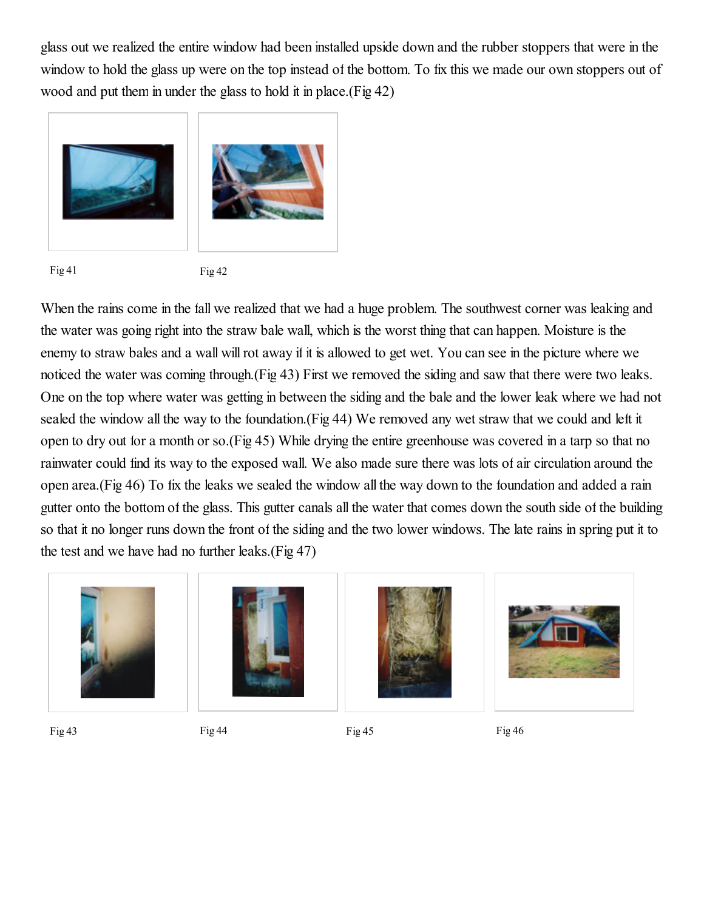glass out we realized the entire window had been installed upside down and the rubber stoppers that were in the window to hold the glass up were on the top instead of the bottom. To fix this we made our own stoppers out of wood and put them in under the glass to hold it in place.(Fig 42)

Fig 41

Fig 42

When the rains come in the fall we realized that we had a huge problem. The southwest corner was leaking and the water was going right into the straw bale wall, which is the worst thing that can happen. Moisture is the enemy to straw bales and a wall will rot away if it is allowed to get wet. You can see in the picture where we noticed the water was coming through.(Fig 43) First we removed the siding and saw that there were two leaks. One on the top where water was getting in between the siding and the bale and the lower leak where we had not sealed the window all the way to the foundation.(Fig 44) We removed any wet straw that we could and left it open to dry out for a month or so.(Fig 45) While drying the entire greenhouse was covered in a tarp so that no rainwater could find its way to the exposed wall. We also made sure there was lots of air circulation around the open area.(Fig 46) To fix the leaks we sealed the window all the way down to the foundation and added a rain gutter onto the bottom of the glass. This gutter canals all the water that comes down the south side of the building so that it no longer runs down the front of the siding and the two lower windows. The late rains in spring put it to the test and we have had no further leaks.(Fig 47)

Fig 43

Fig 44

Fig 45

Fig 46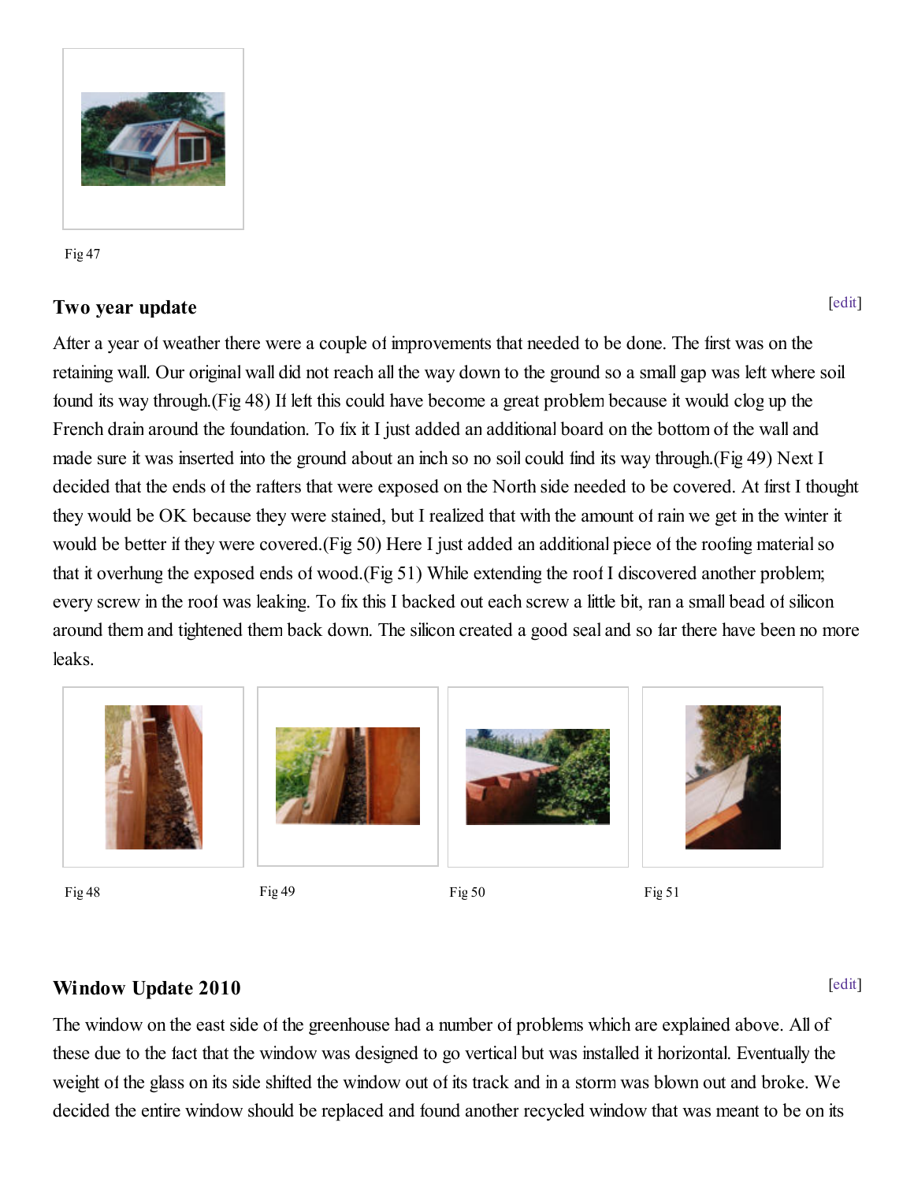Fig 47

## Two year update

After a year of weather there were a couple of improvements that needed to be done. The first was on the retaining wall. Our original wall did not reach all the way down to the ground so a small gap was left where soil found its way through.(Fig 48) If left this could have become a great problem because it would clog up the French drain around the foundation. To fix it I just added an additional board on the bottom of the wall and made sure it was inserted into the ground about an inch so no soil could find its way through.(Fig 49) Next I decided that the ends of the rafters that were exposed on the North side needed to be covered. At first I thought they would be OK because they were stained, but I realized that with the amount of rain we get in the winter it would be better if they were covered.(Fig 50) Here I just added an additional piece of the roofing material so that it overhung the exposed ends of wood.(Fig 51) While extending the roof I discovered another problem; every screw in the roof was leaking. To fix this I backed out each screw a little bit, ran a small bead of silicon around them and tightened them back down. The silicon created a good seal and so far there have been no more leaks.

Fig 48

Fig 49

Fig 50

Fig 51

## Window Update 2010

The window on the east side of the greenhouse had a number of problems which are explained above. All of these due to the fact that the window was designed to go vertical but was installed it horizontal. Eventually the weight of the glass on its side shifted the window out of its track and in a storm was blown out and broke. We decided the entire window should be replaced and found another recycled window that was meant to be on its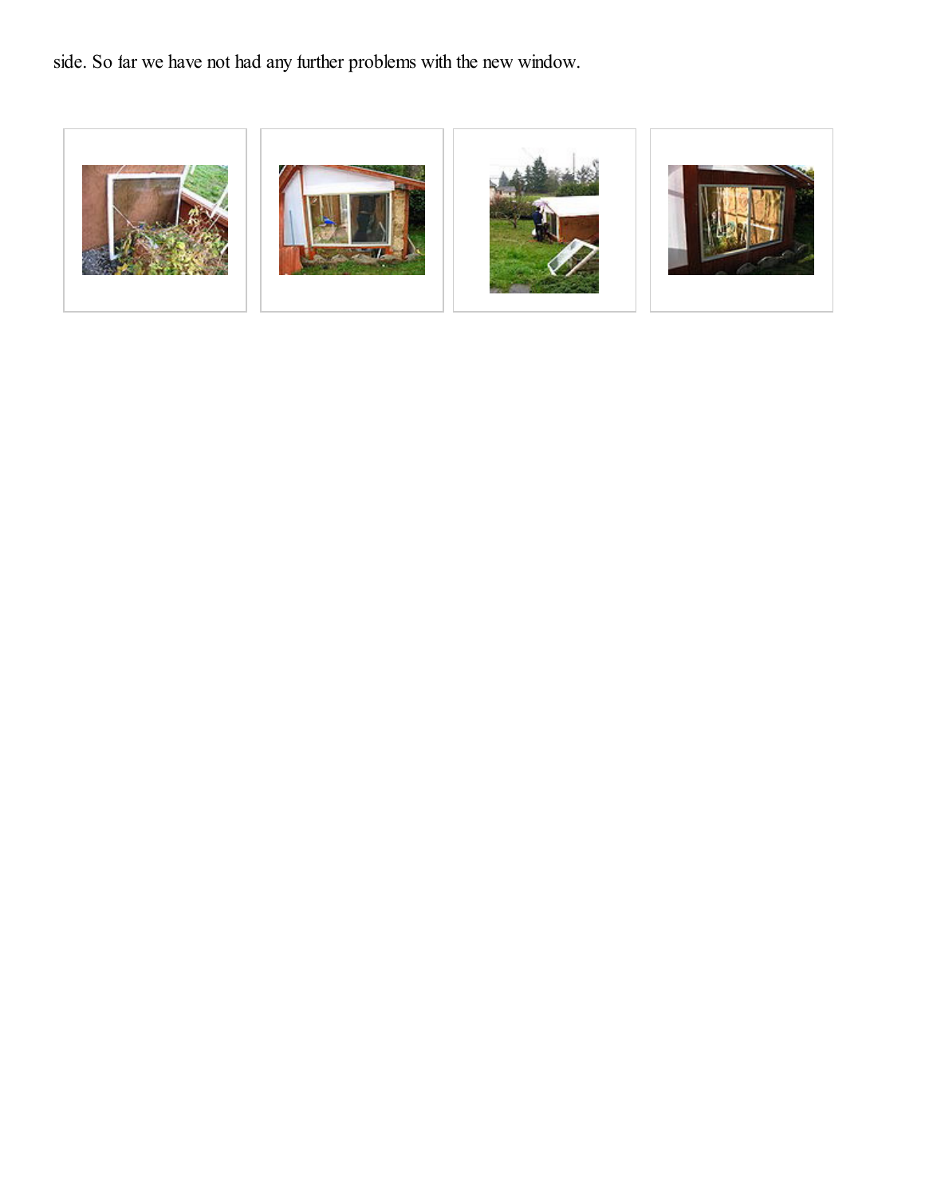side. So far we have not had any further problems with the new window.